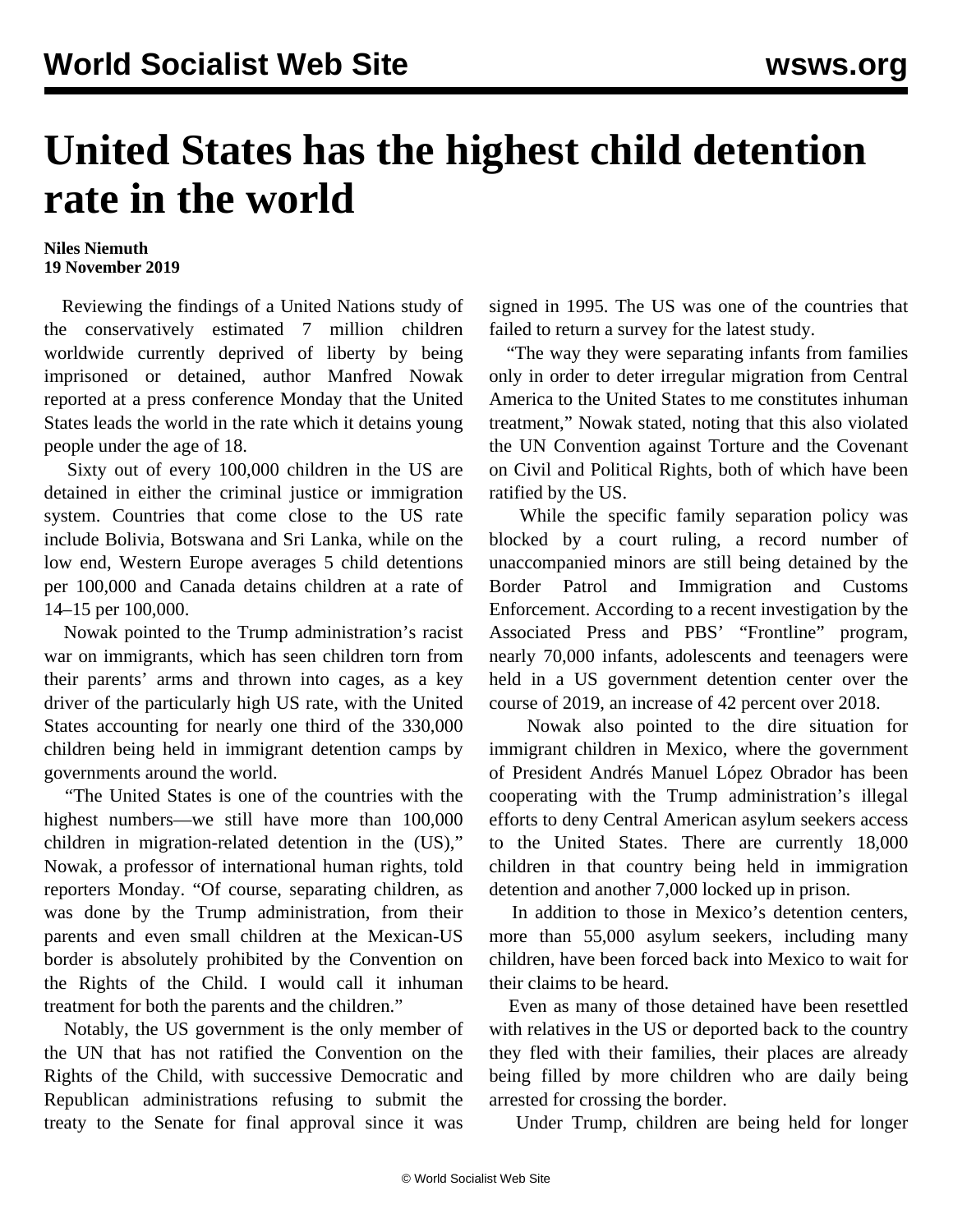# United States has the highest child detention rate in the world

**Niles Niemuth**
**19 November 2019**

Reviewing the findings of a United Nations study of the conservatively estimated 7 million children worldwide currently deprived of liberty by being imprisoned or detained, author Manfred Nowak reported at a press conference Monday that the United States leads the world in the rate which it detains young people under the age of 18.

Sixty out of every 100,000 children in the US are detained in either the criminal justice or immigration system. Countries that come close to the US rate include Bolivia, Botswana and Sri Lanka, while on the low end, Western Europe averages 5 child detentions per 100,000 and Canada detains children at a rate of 14–15 per 100,000.

Nowak pointed to the Trump administration's racist war on immigrants, which has seen children torn from their parents' arms and thrown into cages, as a key driver of the particularly high US rate, with the United States accounting for nearly one third of the 330,000 children being held in immigrant detention camps by governments around the world.

"The United States is one of the countries with the highest numbers—we still have more than 100,000 children in migration-related detention in the (US)," Nowak, a professor of international human rights, told reporters Monday. "Of course, separating children, as was done by the Trump administration, from their parents and even small children at the Mexican-US border is absolutely prohibited by the Convention on the Rights of the Child. I would call it inhuman treatment for both the parents and the children."

Notably, the US government is the only member of the UN that has not ratified the Convention on the Rights of the Child, with successive Democratic and Republican administrations refusing to submit the treaty to the Senate for final approval since it was signed in 1995. The US was one of the countries that failed to return a survey for the latest study.

"The way they were separating infants from families only in order to deter irregular migration from Central America to the United States to me constitutes inhuman treatment," Nowak stated, noting that this also violated the UN Convention against Torture and the Covenant on Civil and Political Rights, both of which have been ratified by the US.

While the specific family separation policy was blocked by a court ruling, a record number of unaccompanied minors are still being detained by the Border Patrol and Immigration and Customs Enforcement. According to a recent investigation by the Associated Press and PBS' "Frontline" program, nearly 70,000 infants, adolescents and teenagers were held in a US government detention center over the course of 2019, an increase of 42 percent over 2018.

Nowak also pointed to the dire situation for immigrant children in Mexico, where the government of President Andrés Manuel López Obrador has been cooperating with the Trump administration's illegal efforts to deny Central American asylum seekers access to the United States. There are currently 18,000 children in that country being held in immigration detention and another 7,000 locked up in prison.

In addition to those in Mexico's detention centers, more than 55,000 asylum seekers, including many children, have been forced back into Mexico to wait for their claims to be heard.

Even as many of those detained have been resettled with relatives in the US or deported back to the country they fled with their families, their places are already being filled by more children who are daily being arrested for crossing the border.

Under Trump, children are being held for longer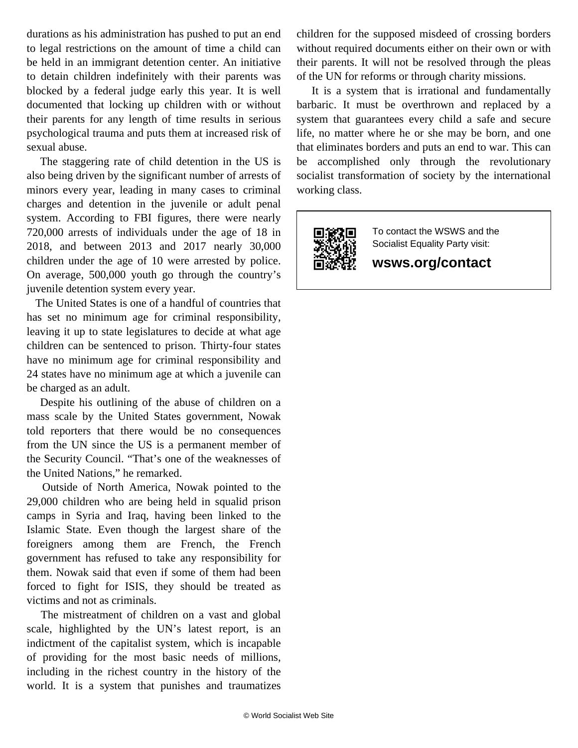durations as his administration has pushed to put an end to legal restrictions on the amount of time a child can be held in an immigrant detention center. An initiative to detain children indefinitely with their parents was blocked by a federal judge early this year. It is well documented that locking up children with or without their parents for any length of time results in serious psychological trauma and puts them at increased risk of sexual abuse.

The staggering rate of child detention in the US is also being driven by the significant number of arrests of minors every year, leading in many cases to criminal charges and detention in the juvenile or adult penal system. According to FBI figures, there were nearly 720,000 arrests of individuals under the age of 18 in 2018, and between 2013 and 2017 nearly 30,000 children under the age of 10 were arrested by police. On average, 500,000 youth go through the country's juvenile detention system every year.

The United States is one of a handful of countries that has set no minimum age for criminal responsibility, leaving it up to state legislatures to decide at what age children can be sentenced to prison. Thirty-four states have no minimum age for criminal responsibility and 24 states have no minimum age at which a juvenile can be charged as an adult.

Despite his outlining of the abuse of children on a mass scale by the United States government, Nowak told reporters that there would be no consequences from the UN since the US is a permanent member of the Security Council. "That's one of the weaknesses of the United Nations," he remarked.

Outside of North America, Nowak pointed to the 29,000 children who are being held in squalid prison camps in Syria and Iraq, having been linked to the Islamic State. Even though the largest share of the foreigners among them are French, the French government has refused to take any responsibility for them. Nowak said that even if some of them had been forced to fight for ISIS, they should be treated as victims and not as criminals.

The mistreatment of children on a vast and global scale, highlighted by the UN's latest report, is an indictment of the capitalist system, which is incapable of providing for the most basic needs of millions, including in the richest country in the history of the world. It is a system that punishes and traumatizes children for the supposed misdeed of crossing borders without required documents either on their own or with their parents. It will not be resolved through the pleas of the UN for reforms or through charity missions.

It is a system that is irrational and fundamentally barbaric. It must be overthrown and replaced by a system that guarantees every child a safe and secure life, no matter where he or she may be born, and one that eliminates borders and puts an end to war. This can be accomplished only through the revolutionary socialist transformation of society by the international working class.

To contact the WSWS and the Socialist Equality Party visit:

**wsws.org/contact**